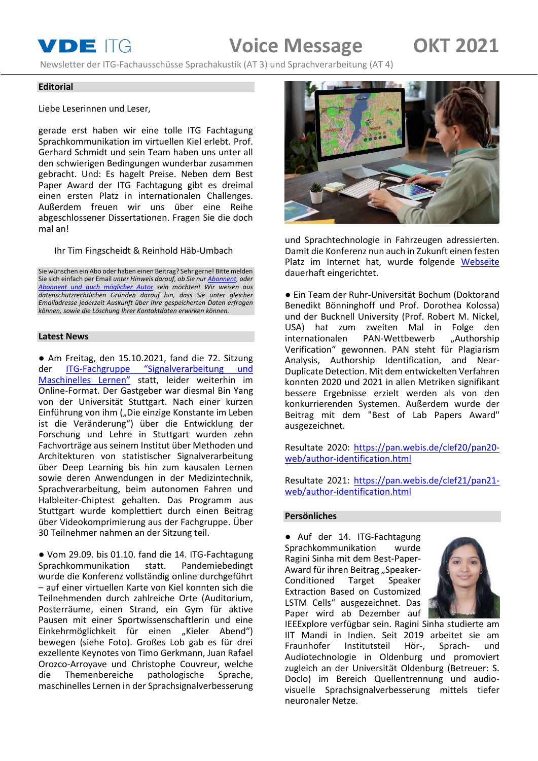# VDE ITG — Voice Message — OKT 2021

Newsletter der ITG-Fachausschüsse Sprachakustik (AT 3) und Sprachverarbeitung (AT 4)

## Editorial

Liebe Leserinnen und Leser,

gerade erst haben wir eine tolle ITG Fachtagung Sprachkommunikation im virtuellen Kiel erlebt. Prof. Gerhard Schmidt und sein Team haben uns unter all den schwierigen Bedingungen wunderbar zusammen gebracht. Und: Es hagelt Preise. Neben dem Best Paper Award der ITG Fachtagung gibt es dreimal einen ersten Platz in internationalen Challenges. Außerdem freuen wir uns über eine Reihe abgeschlossener Dissertationen. Fragen Sie die doch mal an!

Ihr Tim Fingscheidt & Reinhold Häb-Umbach

Sie wünschen ein Abo oder haben einen Beitrag? Sehr gerne! Bitte melden Sie sich einfach per Email *unter Hinweis darauf, ob Sie nur* *Abonnent*, *oder* *Abonnent und auch möglicher Autor* *sein möchten! Wir weisen aus datenschutzrechtlichen Gründen darauf hin, dass Sie unter gleicher Emailadresse jederzeit Auskunft über Ihre gespeicherten Daten erfragen können, sowie die Löschung Ihrer Kontaktdaten erwirken können.*

## Latest News

● Am Freitag, den 15.10.2021, fand die 72. Sitzung der ITG-Fachgruppe "Signalverarbeitung und Maschinelles Lernen" statt, leider weiterhin im Online-Format. Der Gastgeber war diesmal Bin Yang von der Universität Stuttgart. Nach einer kurzen Einführung von ihm („Die einzige Konstante im Leben ist die Veränderung“) über die Entwicklung der Forschung und Lehre in Stuttgart wurden zehn Fachvorträge aus seinem Institut über Methoden und Architekturen von statistischer Signalverarbeitung über Deep Learning bis hin zum kausalen Lernen sowie deren Anwendungen in der Medizintechnik, Sprachverarbeitung, beim autonomen Fahren und Halbleiter-Chiptest gehalten. Das Programm aus Stuttgart wurde komplettiert durch einen Beitrag über Videokomprimierung aus der Fachgruppe. Über 30 Teilnehmer nahmen an der Sitzung teil.

● Vom 29.09. bis 01.10. fand die 14. ITG-Fachtagung Sprachkommunikation statt. Pandemiebedingt wurde die Konferenz vollständig online durchgeführt – auf einer virtuellen Karte von Kiel konnten sich die Teilnehmenden durch zahlreiche Orte (Auditorium, Posterräume, einen Strand, ein Gym für aktive Pausen mit einer Sportwissenschaftlerin und eine Einkehrmöglichkeit für einen „Kieler Abend“) bewegen (siehe Foto). Großes Lob gab es für drei exzellente Keynotes von Timo Gerkmann, Juan Rafael Orozco-Arroyave und Christophe Couvreur, welche die Themenbereiche pathologische Sprache, maschinelles Lernen in der Sprachsignalverbesserung und Sprachtechnologie in Fahrzeugen adressierten. Damit die Konferenz nun auch in Zukunft einen festen Platz im Internet hat, wurde folgende Webseite dauerhaft eingerichtet.

● Ein Team der Ruhr-Universität Bochum (Doktorand Benedikt Bönninghoff und Prof. Dorothea Kolossa) und der Bucknell University (Prof. Robert M. Nickel, USA) hat zum zweiten Mal in Folge den internationalen PAN-Wettbewerb „Authorship Verification“ gewonnen. PAN steht für Plagiarism Analysis, Authorship Identification, and Near-Duplicate Detection. Mit dem entwickelten Verfahren konnten 2020 und 2021 in allen Metriken signifikant bessere Ergebnisse erzielt werden als von den konkurrierenden Systemen. Außerdem wurde der Beitrag mit dem "Best of Lab Papers Award" ausgezeichnet.

Resultate 2020: https://pan.webis.de/clef20/pan20-web/author-identification.html

Resultate 2021: https://pan.webis.de/clef21/pan21-web/author-identification.html

## Persönliches

● Auf der 14. ITG-Fachtagung Sprachkommunikation wurde Ragini Sinha mit dem Best-Paper-Award für ihren Beitrag „Speaker-Conditioned Target Speaker Extraction Based on Customized LSTM Cells“ ausgezeichnet. Das Paper wird ab Dezember auf IEEExplore verfügbar sein. Ragini Sinha studierte am IIT Mandi in Indien. Seit 2019 arbeitet sie am Fraunhofer Institutsteil Hör-, Sprach- und Audiotechnologie in Oldenburg und promoviert zugleich an der Universität Oldenburg (Betreuer: S. Doclo) im Bereich Quellentrennung und audio-visuelle Sprachsignalverbesserung mittels tiefer neuronaler Netze.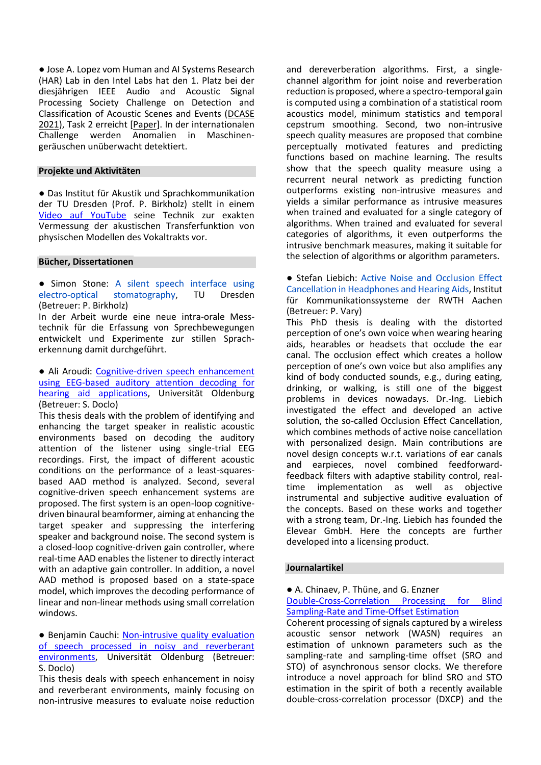● Jose A. Lopez vom Human and AI Systems Research (HAR) Lab in den Intel Labs hat den 1. Platz bei der diesjährigen IEEE Audio and Acoustic Signal Processing Society Challenge on Detection and Classification of Acoustic Scenes and Events (DCASE 2021), Task 2 erreicht [Paper]. In der internationalen Challenge werden Anomalien in Maschinengeräuschen unüberwacht detektiert.

## Projekte und Aktivitäten

● Das Institut für Akustik und Sprachkommunikation der TU Dresden (Prof. P. Birkholz) stellt in einem Video auf YouTube seine Technik zur exakten Vermessung der akustischen Transferfunktion von physischen Modellen des Vokaltrakts vor.

## Bücher, Dissertationen

● Simon Stone: A silent speech interface using electro-optical stomatography, TU Dresden (Betreuer: P. Birkholz)
In der Arbeit wurde eine neue intra-orale Messtechnik für die Erfassung von Sprechbewegungen entwickelt und Experimente zur stillen Spracherkennung damit durchgeführt.

● Ali Aroudi: Cognitive-driven speech enhancement using EEG-based auditory attention decoding for hearing aid applications, Universität Oldenburg (Betreuer: S. Doclo)
This thesis deals with the problem of identifying and enhancing the target speaker in realistic acoustic environments based on decoding the auditory attention of the listener using single-trial EEG recordings. First, the impact of different acoustic conditions on the performance of a least-squares-based AAD method is analyzed. Second, several cognitive-driven speech enhancement systems are proposed. The first system is an open-loop cognitive-driven binaural beamformer, aiming at enhancing the target speaker and suppressing the interfering speaker and background noise. The second system is a closed-loop cognitive-driven gain controller, where real-time AAD enables the listener to directly interact with an adaptive gain controller. In addition, a novel AAD method is proposed based on a state-space model, which improves the decoding performance of linear and non-linear methods using small correlation windows.

● Benjamin Cauchi: Non-intrusive quality evaluation of speech processed in noisy and reverberant environments, Universität Oldenburg (Betreuer: S. Doclo)
This thesis deals with speech enhancement in noisy and reverberant environments, mainly focusing on non-intrusive measures to evaluate noise reduction and dereverberation algorithms. First, a single-channel algorithm for joint noise and reverberation reduction is proposed, where a spectro-temporal gain is computed using a combination of a statistical room acoustics model, minimum statistics and temporal cepstrum smoothing. Second, two non-intrusive speech quality measures are proposed that combine perceptually motivated features and predicting functions based on machine learning. The results show that the speech quality measure using a recurrent neural network as predicting function outperforms existing non-intrusive measures and yields a similar performance as intrusive measures when trained and evaluated for a single category of algorithms. When trained and evaluated for several categories of algorithms, it even outperforms the intrusive benchmark measures, making it suitable for the selection of algorithms or algorithm parameters.

● Stefan Liebich: Active Noise and Occlusion Effect Cancellation in Headphones and Hearing Aids, Institut für Kommunikationssysteme der RWTH Aachen (Betreuer: P. Vary)
This PhD thesis is dealing with the distorted perception of one's own voice when wearing hearing aids, hearables or headsets that occlude the ear canal. The occlusion effect which creates a hollow perception of one's own voice but also amplifies any kind of body conducted sounds, e.g., during eating, drinking, or walking, is still one of the biggest problems in devices nowadays. Dr.-Ing. Liebich investigated the effect and developed an active solution, the so-called Occlusion Effect Cancellation, which combines methods of active noise cancellation with personalized design. Main contributions are novel design concepts w.r.t. variations of ear canals and earpieces, novel combined feedforward-feedback filters with adaptive stability control, real-time implementation as well as objective instrumental and subjective auditive evaluation of the concepts. Based on these works and together with a strong team, Dr.-Ing. Liebich has founded the Elevear GmbH. Here the concepts are further developed into a licensing product.

## Journalartikel

● A. Chinaev, P. Thüne, and G. Enzner
Double-Cross-Correlation Processing for Blind Sampling-Rate and Time-Offset Estimation
Coherent processing of signals captured by a wireless acoustic sensor network (WASN) requires an estimation of unknown parameters such as the sampling-rate and sampling-time offset (SRO and STO) of asynchronous sensor clocks. We therefore introduce a novel approach for blind SRO and STO estimation in the spirit of both a recently available double-cross-correlation processor (DXCP) and the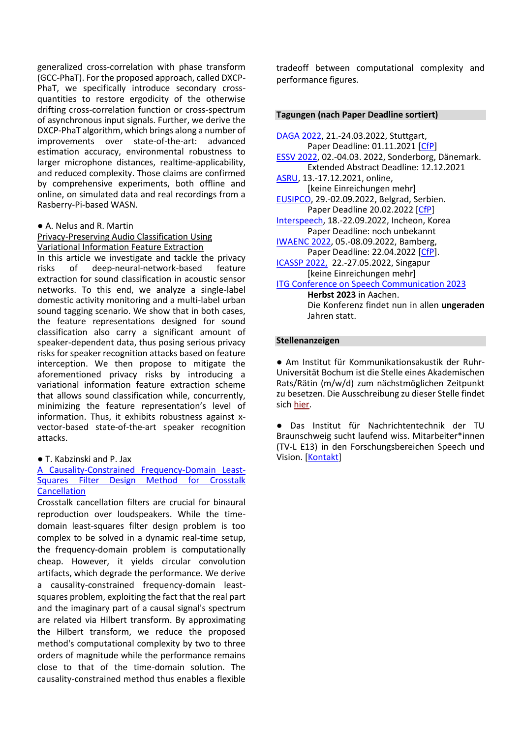generalized cross-correlation with phase transform (GCC-PhaT). For the proposed approach, called DXCP-PhaT, we specifically introduce secondary cross-quantities to restore ergodicity of the otherwise drifting cross-correlation function or cross-spectrum of asynchronous input signals. Further, we derive the DXCP-PhaT algorithm, which brings along a number of improvements over state-of-the-art: advanced estimation accuracy, environmental robustness to larger microphone distances, realtime-applicability, and reduced complexity. Those claims are confirmed by comprehensive experiments, both offline and online, on simulated data and real recordings from a Rasberry-Pi-based WASN.

● A. Nelus and R. Martin
Privacy-Preserving Audio Classification Using Variational Information Feature Extraction
In this article we investigate and tackle the privacy risks of deep-neural-network-based feature extraction for sound classification in acoustic sensor networks. To this end, we analyze a single-label domestic activity monitoring and a multi-label urban sound tagging scenario. We show that in both cases, the feature representations designed for sound classification also carry a significant amount of speaker-dependent data, thus posing serious privacy risks for speaker recognition attacks based on feature interception. We then propose to mitigate the aforementioned privacy risks by introducing a variational information feature extraction scheme that allows sound classification while, concurrently, minimizing the feature representation's level of information. Thus, it exhibits robustness against x-vector-based state-of-the-art speaker recognition attacks.

● T. Kabzinski and P. Jax
A Causality-Constrained Frequency-Domain Least-Squares Filter Design Method for Crosstalk Cancellation
Crosstalk cancellation filters are crucial for binaural reproduction over loudspeakers. While the time-domain least-squares filter design problem is too complex to be solved in a dynamic real-time setup, the frequency-domain problem is computationally cheap. However, it yields circular convolution artifacts, which degrade the performance. We derive a causality-constrained frequency-domain least-squares problem, exploiting the fact that the real part and the imaginary part of a causal signal's spectrum are related via Hilbert transform. By approximating the Hilbert transform, we reduce the proposed method's computational complexity by two to three orders of magnitude while the performance remains close to that of the time-domain solution. The causality-constrained method thus enables a flexible tradeoff between computational complexity and performance figures.

## Tagungen (nach Paper Deadline sortiert)

DAGA 2022, 21.-24.03.2022, Stuttgart,
Paper Deadline: 01.11.2021 [CfP]
ESSV 2022, 02.-04.03. 2022, Sonderborg, Dänemark.
Extended Abstract Deadline: 12.12.2021
ASRU, 13.-17.12.2021, online,
[keine Einreichungen mehr]
EUSIPCO, 29.-02.09.2022, Belgrad, Serbien.
Paper Deadline 20.02.2022 [CfP]
Interspeech, 18.-22.09.2022, Incheon, Korea
Paper Deadline: noch unbekannt
IWAENC 2022, 05.-08.09.2022, Bamberg,
Paper Deadline: 22.04.2022 [CfP].
ICASSP 2022, 22.-27.05.2022, Singapur
[keine Einreichungen mehr]
ITG Conference on Speech Communication 2023
**Herbst 2023** in Aachen.
Die Konferenz findet nun in allen **ungeraden** Jahren statt.

## Stellenanzeigen

● Am Institut für Kommunikationsakustik der Ruhr-Universität Bochum ist die Stelle eines Akademischen Rats/Rätin (m/w/d) zum nächstmöglichen Zeitpunkt zu besetzen. Die Ausschreibung zu dieser Stelle findet sich hier.

● Das Institut für Nachrichtentechnik der TU Braunschweig sucht laufend wiss. Mitarbeiter*innen (TV-L E13) in den Forschungsbereichen Speech und Vision. [Kontakt]